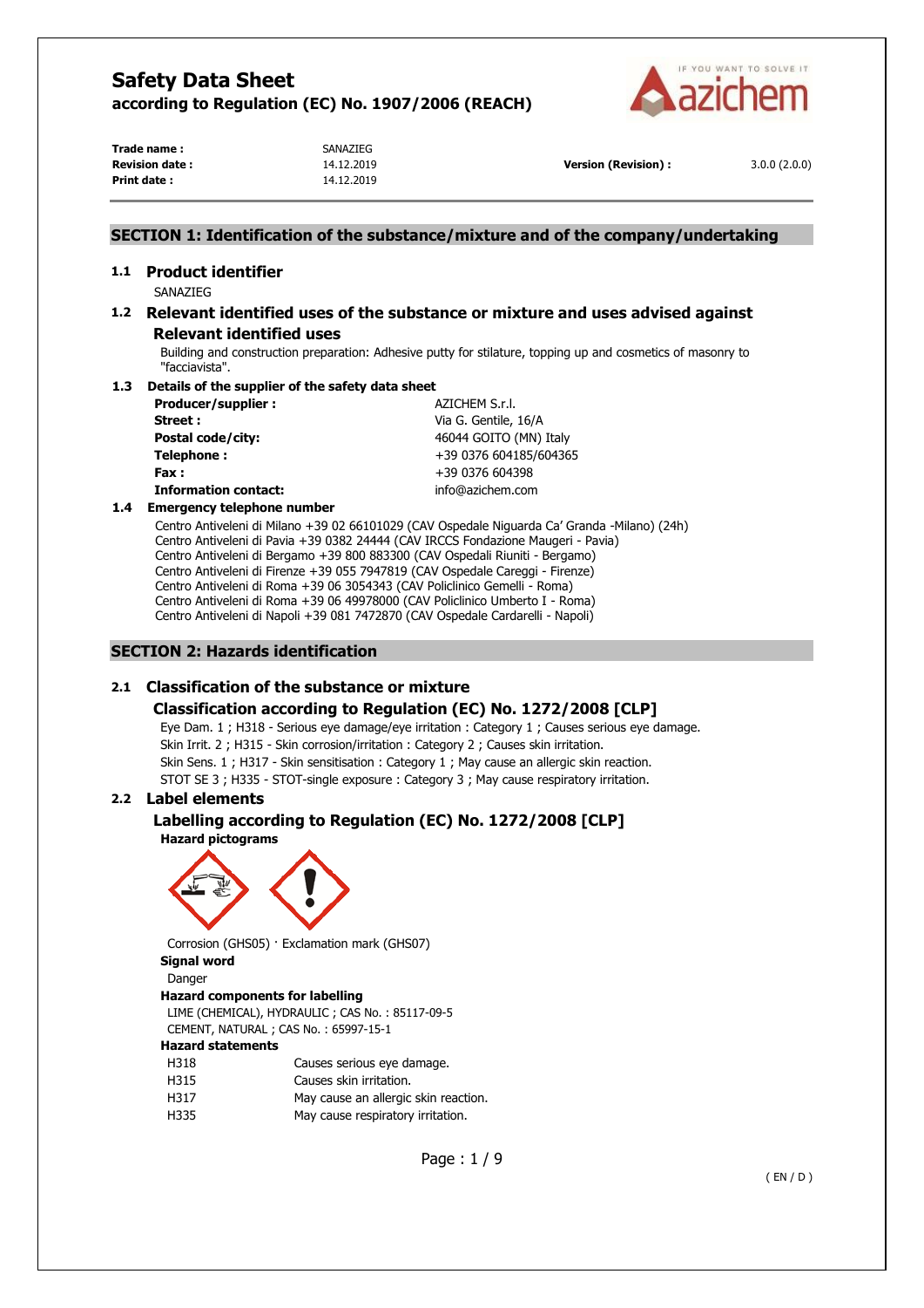# Safety Data Sheet

**according to Regulation (EC) No. 1907/2006 (REACH)**

| | | | |
|---|---|---|---|
| **Trade name :** | SANAZIEG | | |
| **Revision date :** | 14.12.2019 | **Version (Revision) :** | 3.0.0 (2.0.0) |
| **Print date :** | 14.12.2019 | | |

## SECTION 1: Identification of the substance/mixture and of the company/undertaking

### 1.1 Product identifier

SANAZIEG

### 1.2 Relevant identified uses of the substance or mixture and uses advised against

#### Relevant identified uses

Building and construction preparation: Adhesive putty for stilature, topping up and cosmetics of masonry to "facciavista".

### 1.3 Details of the supplier of the safety data sheet

| | |
|---|---|
| **Producer/supplier :** | AZICHEM S.r.l. |
| **Street :** | Via G. Gentile, 16/A |
| **Postal code/city:** | 46044 GOITO (MN) Italy |
| **Telephone :** | +39 0376 604185/604365 |
| **Fax :** | +39 0376 604398 |
| **Information contact:** | info@azichem.com |

### 1.4 Emergency telephone number

Centro Antiveleni di Milano +39 02 66101029 (CAV Ospedale Niguarda Ca' Granda -Milano) (24h)
Centro Antiveleni di Pavia +39 0382 24444 (CAV IRCCS Fondazione Maugeri - Pavia)
Centro Antiveleni di Bergamo +39 800 883300 (CAV Ospedali Riuniti - Bergamo)
Centro Antiveleni di Firenze +39 055 7947819 (CAV Ospedale Careggi - Firenze)
Centro Antiveleni di Roma +39 06 3054343 (CAV Policlinico Gemelli - Roma)
Centro Antiveleni di Roma +39 06 49978000 (CAV Policlinico Umberto I - Roma)
Centro Antiveleni di Napoli +39 081 7472870 (CAV Ospedale Cardarelli - Napoli)

## SECTION 2: Hazards identification

### 2.1 Classification of the substance or mixture

#### Classification according to Regulation (EC) No. 1272/2008 [CLP]

Eye Dam. 1 ; H318 - Serious eye damage/eye irritation : Category 1 ; Causes serious eye damage.
Skin Irrit. 2 ; H315 - Skin corrosion/irritation : Category 2 ; Causes skin irritation.
Skin Sens. 1 ; H317 - Skin sensitisation : Category 1 ; May cause an allergic skin reaction.
STOT SE 3 ; H335 - STOT-single exposure : Category 3 ; May cause respiratory irritation.

### 2.2 Label elements

#### Labelling according to Regulation (EC) No. 1272/2008 [CLP]

**Hazard pictograms**

Corrosion (GHS05) · Exclamation mark (GHS07)

**Signal word**

Danger

**Hazard components for labelling**

LIME (CHEMICAL), HYDRAULIC ; CAS No. : 85117-09-5
CEMENT, NATURAL ; CAS No. : 65997-15-1

**Hazard statements**

| | |
|---|---|
| H318 | Causes serious eye damage. |
| H315 | Causes skin irritation. |
| H317 | May cause an allergic skin reaction. |
| H335 | May cause respiratory irritation. |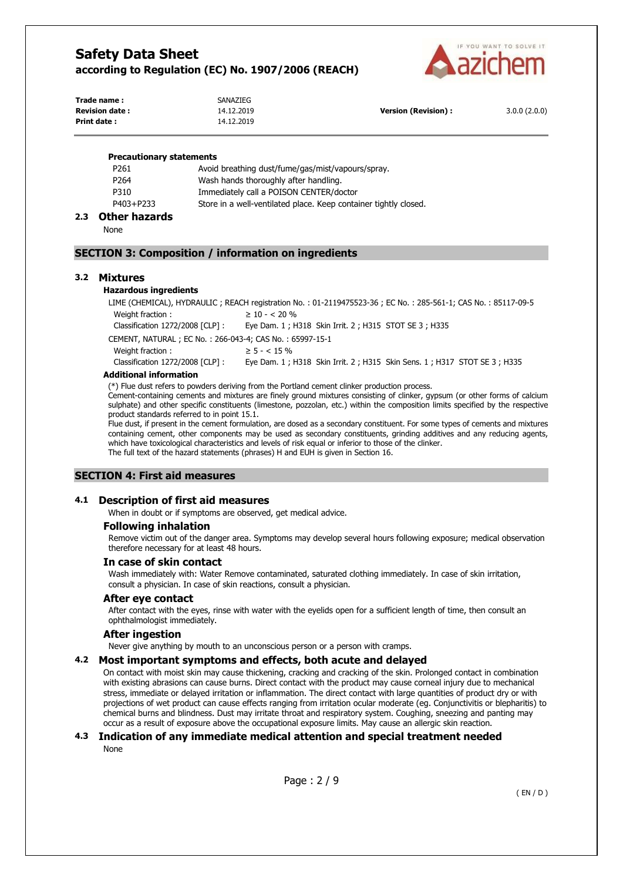**Precautionary statements**

| | |
|---|---|
| P261 | Avoid breathing dust/fume/gas/mist/vapours/spray. |
| P264 | Wash hands thoroughly after handling. |
| P310 | Immediately call a POISON CENTER/doctor |
| P403+P233 | Store in a well-ventilated place. Keep container tightly closed. |

## 2.3 Other hazards

None

## SECTION 3: Composition / information on ingredients

## 3.2 Mixtures

**Hazardous ingredients**

LIME (CHEMICAL), HYDRAULIC ; REACH registration No. : 01-2119475523-36 ; EC No. : 285-561-1; CAS No. : 85117-09-5

Weight fraction : ≥ 10 - < 20 %

Classification 1272/2008 [CLP] : Eye Dam. 1 ; H318 Skin Irrit. 2 ; H315 STOT SE 3 ; H335

CEMENT, NATURAL ; EC No. : 266-043-4; CAS No. : 65997-15-1

Weight fraction : ≥ 5 - < 15 %

Classification 1272/2008 [CLP] : Eye Dam. 1 ; H318 Skin Irrit. 2 ; H315 Skin Sens. 1 ; H317 STOT SE 3 ; H335

**Additional information**

(*) Flue dust refers to powders deriving from the Portland cement clinker production process.
Cement-containing cements and mixtures are finely ground mixtures consisting of clinker, gypsum (or other forms of calcium sulphate) and other specific constituents (limestone, pozzolan, etc.) within the composition limits specified by the respective product standards referred to in point 15.1.
Flue dust, if present in the cement formulation, are dosed as a secondary constituent. For some types of cements and mixtures containing cement, other components may be used as secondary constituents, grinding additives and any reducing agents, which have toxicological characteristics and levels of risk equal or inferior to those of the clinker.
The full text of the hazard statements (phrases) H and EUH is given in Section 16.

## SECTION 4: First aid measures

## 4.1 Description of first aid measures

When in doubt or if symptoms are observed, get medical advice.

### Following inhalation

Remove victim out of the danger area. Symptoms may develop several hours following exposure; medical observation therefore necessary for at least 48 hours.

### In case of skin contact

Wash immediately with: Water Remove contaminated, saturated clothing immediately. In case of skin irritation, consult a physician. In case of skin reactions, consult a physician.

### After eye contact

After contact with the eyes, rinse with water with the eyelids open for a sufficient length of time, then consult an ophthalmologist immediately.

### After ingestion

Never give anything by mouth to an unconscious person or a person with cramps.

## 4.2 Most important symptoms and effects, both acute and delayed

On contact with moist skin may cause thickening, cracking and cracking of the skin. Prolonged contact in combination with existing abrasions can cause burns. Direct contact with the product may cause corneal injury due to mechanical stress, immediate or delayed irritation or inflammation. The direct contact with large quantities of product dry or with projections of wet product can cause effects ranging from irritation ocular moderate (eg. Conjunctivitis or blepharitis) to chemical burns and blindness. Dust may irritate throat and respiratory system. Coughing, sneezing and panting may occur as a result of exposure above the occupational exposure limits. May cause an allergic skin reaction.

## 4.3 Indication of any immediate medical attention and special treatment needed

None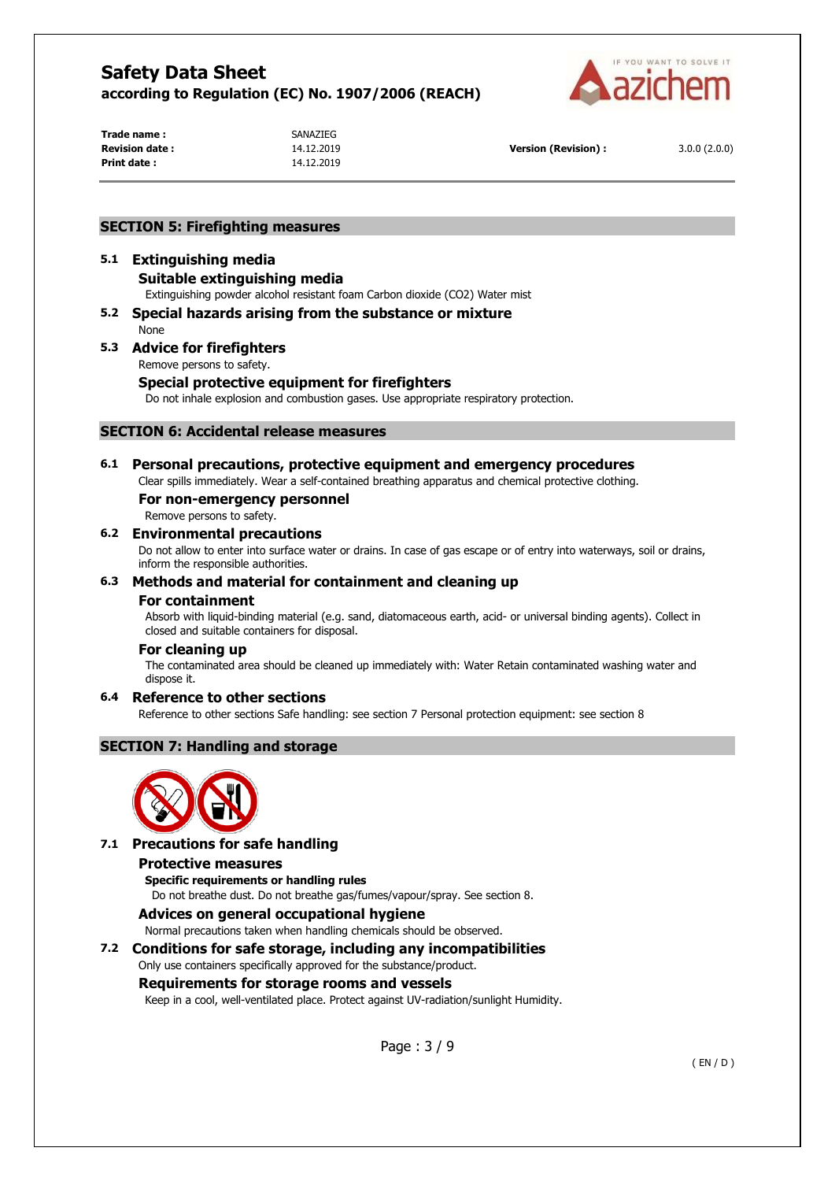## SECTION 5: Firefighting measures

### 5.1 Extinguishing media

#### Suitable extinguishing media

Extinguishing powder alcohol resistant foam Carbon dioxide ($CO_2$) Water mist

### 5.2 Special hazards arising from the substance or mixture

None

### 5.3 Advice for firefighters

Remove persons to safety.

#### Special protective equipment for firefighters

Do not inhale explosion and combustion gases. Use appropriate respiratory protection.

## SECTION 6: Accidental release measures

### 6.1 Personal precautions, protective equipment and emergency procedures

Clear spills immediately. Wear a self-contained breathing apparatus and chemical protective clothing.

#### For non-emergency personnel

Remove persons to safety.

### 6.2 Environmental precautions

Do not allow to enter into surface water or drains. In case of gas escape or of entry into waterways, soil or drains, inform the responsible authorities.

### 6.3 Methods and material for containment and cleaning up

#### For containment

Absorb with liquid-binding material (e.g. sand, diatomaceous earth, acid- or universal binding agents). Collect in closed and suitable containers for disposal.

#### For cleaning up

The contaminated area should be cleaned up immediately with: Water Retain contaminated washing water and dispose it.

### 6.4 Reference to other sections

Reference to other sections Safe handling: see section 7 Personal protection equipment: see section 8

## SECTION 7: Handling and storage

### 7.1 Precautions for safe handling

#### Protective measures

**Specific requirements or handling rules**

Do not breathe dust. Do not breathe gas/fumes/vapour/spray. See section 8.

#### Advices on general occupational hygiene

Normal precautions taken when handling chemicals should be observed.

### 7.2 Conditions for safe storage, including any incompatibilities

Only use containers specifically approved for the substance/product.

#### Requirements for storage rooms and vessels

Keep in a cool, well-ventilated place. Protect against UV-radiation/sunlight Humidity.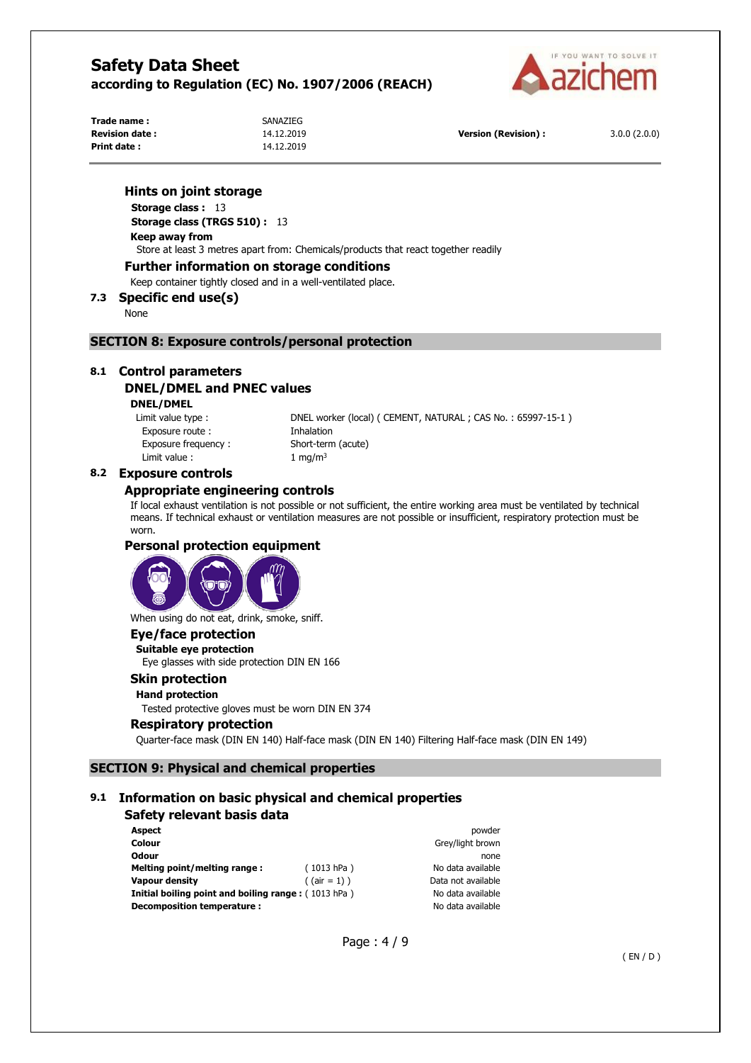# Safety Data Sheet

**according to Regulation (EC) No. 1907/2006 (REACH)**

| | | | |
|---|---|---|---|
| **Trade name :** | SANAZIEG | | |
| **Revision date :** | 14.12.2019 | **Version (Revision) :** | 3.0.0 (2.0.0) |
| **Print date :** | 14.12.2019 | | |

### Hints on joint storage

**Storage class :** 13

**Storage class (TRGS 510) :** 13

**Keep away from**

Store at least 3 metres apart from: Chemicals/products that react together readily

### Further information on storage conditions

Keep container tightly closed and in a well-ventilated place.

## 7.3 Specific end use(s)

None

# SECTION 8: Exposure controls/personal protection

## 8.1 Control parameters

### DNEL/DMEL and PNEC values

**DNEL/DMEL**

| | |
|---|---|
| Limit value type : | DNEL worker (local) ( CEMENT, NATURAL ; CAS No. : 65997-15-1 ) |
| Exposure route : | Inhalation |
| Exposure frequency : | Short-term (acute) |
| Limit value : | 1 mg/m³ |

## 8.2 Exposure controls

### Appropriate engineering controls

If local exhaust ventilation is not possible or not sufficient, the entire working area must be ventilated by technical means. If technical exhaust or ventilation measures are not possible or insufficient, respiratory protection must be worn.

### Personal protection equipment

When using do not eat, drink, smoke, sniff.

### Eye/face protection

**Suitable eye protection**

Eye glasses with side protection DIN EN 166

### Skin protection

**Hand protection**

Tested protective gloves must be worn DIN EN 374

### Respiratory protection

Quarter-face mask (DIN EN 140) Half-face mask (DIN EN 140) Filtering Half-face mask (DIN EN 149)

# SECTION 9: Physical and chemical properties

## 9.1 Information on basic physical and chemical properties

### Safety relevant basis data

| | | |
|---|---|---|
| **Aspect** | | powder |
| **Colour** | | Grey/light brown |
| **Odour** | | none |
| **Melting point/melting range :** | ( 1013 hPa ) | No data available |
| **Vapour density** | ( (air = 1) ) | Data not available |
| **Initial boiling point and boiling range :** | ( 1013 hPa ) | No data available |
| **Decomposition temperature :** | | No data available |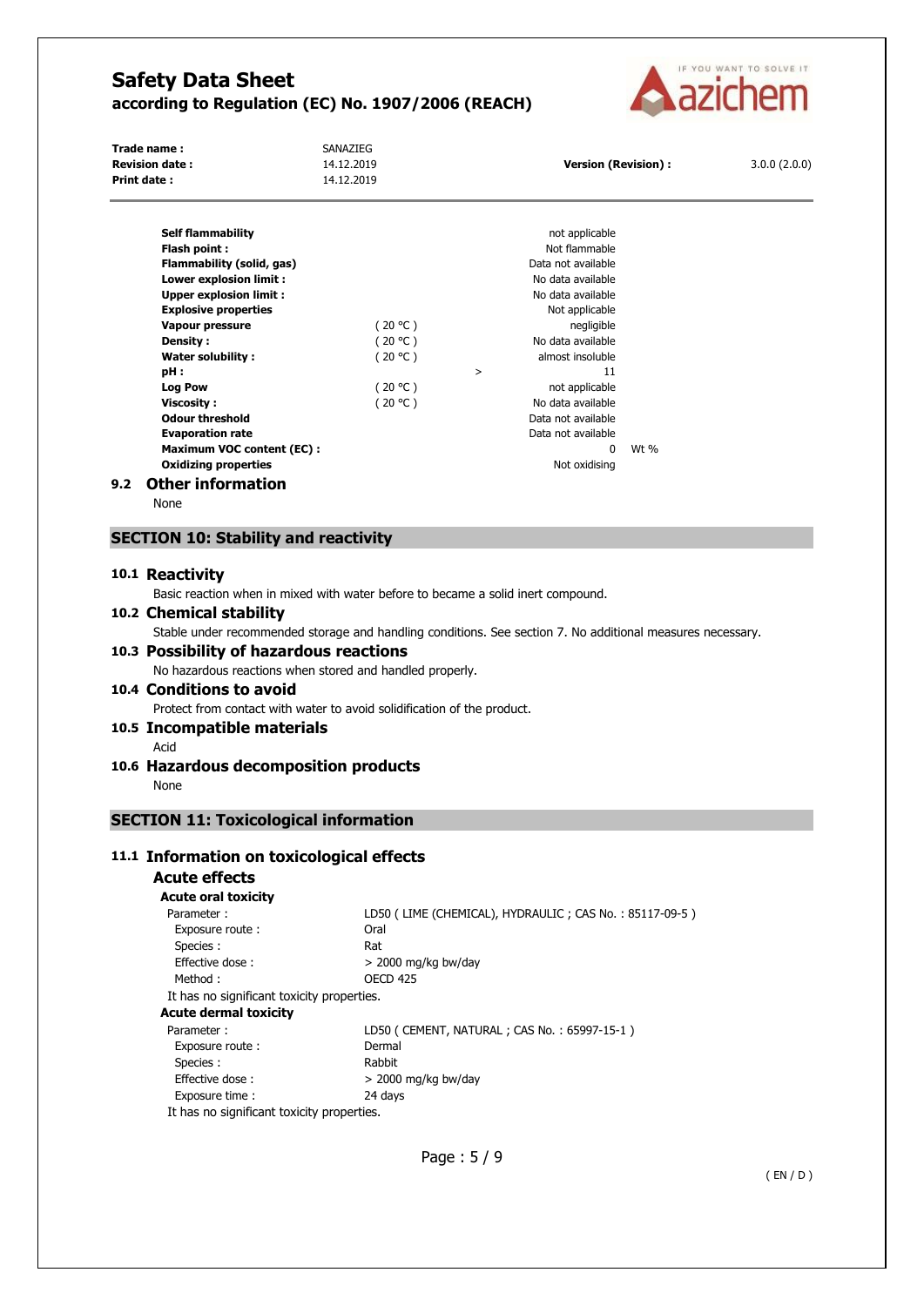| | | | | |
|---|---|---|---|---|
| **Self flammability** | | | not applicable | |
| **Flash point :** | | | Not flammable | |
| **Flammability (solid, gas)** | | | Data not available | |
| **Lower explosion limit :** | | | No data available | |
| **Upper explosion limit :** | | | No data available | |
| **Explosive properties** | | | Not applicable | |
| **Vapour pressure** | ( 20 °C ) | | negligible | |
| **Density :** | ( 20 °C ) | | No data available | |
| **Water solubility :** | ( 20 °C ) | | almost insoluble | |
| **pH :** | | > | 11 | |
| **Log Pow** | ( 20 °C ) | | not applicable | |
| **Viscosity :** | ( 20 °C ) | | No data available | |
| **Odour threshold** | | | Data not available | |
| **Evaporation rate** | | | Data not available | |
| **Maximum VOC content (EC) :** | | | 0 | Wt % |
| **Oxidizing properties** | | | Not oxidising | |

### 9.2 Other information

None

## SECTION 10: Stability and reactivity

### 10.1 Reactivity

Basic reaction when in mixed with water before to became a solid inert compound.

### 10.2 Chemical stability

Stable under recommended storage and handling conditions. See section 7. No additional measures necessary.

### 10.3 Possibility of hazardous reactions

No hazardous reactions when stored and handled properly.

### 10.4 Conditions to avoid

Protect from contact with water to avoid solidification of the product.

### 10.5 Incompatible materials

Acid

### 10.6 Hazardous decomposition products

None

## SECTION 11: Toxicological information

### 11.1 Information on toxicological effects

#### Acute effects

**Acute oral toxicity**

| | |
|---|---|
| Parameter : | LD50 ( LIME (CHEMICAL), HYDRAULIC ; CAS No. : 85117-09-5 ) |
| Exposure route : | Oral |
| Species : | Rat |
| Effective dose : | > 2000 mg/kg bw/day |
| Method : | OECD 425 |

It has no significant toxicity properties.

**Acute dermal toxicity**

| | |
|---|---|
| Parameter : | LD50 ( CEMENT, NATURAL ; CAS No. : 65997-15-1 ) |
| Exposure route : | Dermal |
| Species : | Rabbit |
| Effective dose : | > 2000 mg/kg bw/day |
| Exposure time : | 24 days |

It has no significant toxicity properties.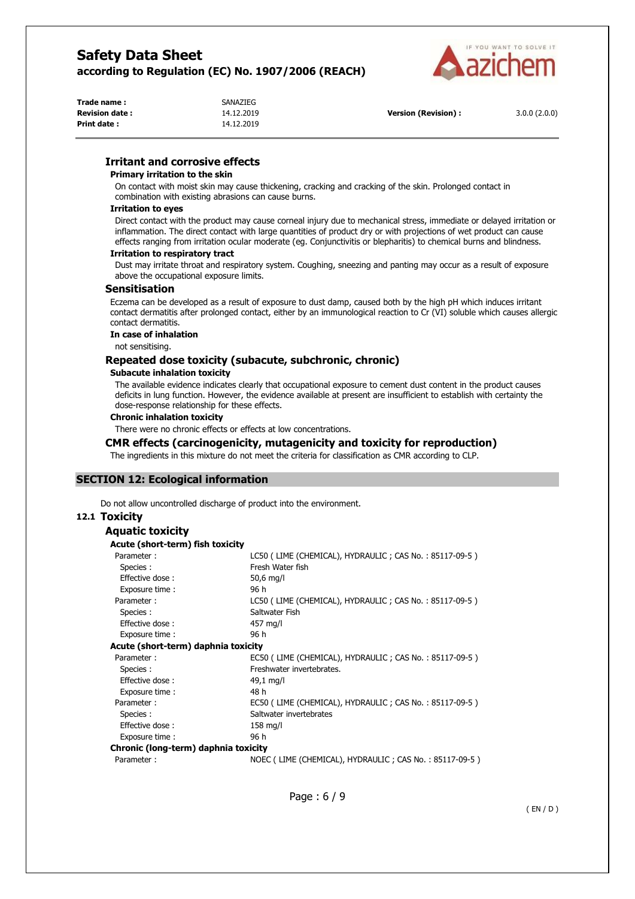#### Irritant and corrosive effects

**Primary irritation to the skin**

On contact with moist skin may cause thickening, cracking and cracking of the skin. Prolonged contact in combination with existing abrasions can cause burns.

**Irritation to eyes**

Direct contact with the product may cause corneal injury due to mechanical stress, immediate or delayed irritation or inflammation. The direct contact with large quantities of product dry or with projections of wet product can cause effects ranging from irritation ocular moderate (eg. Conjunctivitis or blepharitis) to chemical burns and blindness.

**Irritation to respiratory tract**

Dust may irritate throat and respiratory system. Coughing, sneezing and panting may occur as a result of exposure above the occupational exposure limits.

#### Sensitisation

Eczema can be developed as a result of exposure to dust damp, caused both by the high pH which induces irritant contact dermatitis after prolonged contact, either by an immunological reaction to Cr (VI) soluble which causes allergic contact dermatitis.

**In case of inhalation**

not sensitising.

#### Repeated dose toxicity (subacute, subchronic, chronic)

**Subacute inhalation toxicity**

The available evidence indicates clearly that occupational exposure to cement dust content in the product causes deficits in lung function. However, the evidence available at present are insufficient to establish with certainty the dose-response relationship for these effects.

**Chronic inhalation toxicity**

There were no chronic effects or effects at low concentrations.

#### CMR effects (carcinogenicity, mutagenicity and toxicity for reproduction)

The ingredients in this mixture do not meet the criteria for classification as CMR according to CLP.

## SECTION 12: Ecological information

Do not allow uncontrolled discharge of product into the environment.

### 12.1 Toxicity

#### Aquatic toxicity

**Acute (short-term) fish toxicity**

| | |
|---|---|
| Parameter : | LC50 ( LIME (CHEMICAL), HYDRAULIC ; CAS No. : 85117-09-5 ) |
| Species : | Fresh Water fish |
| Effective dose : | 50,6 mg/l |
| Exposure time : | 96 h |
| Parameter : | LC50 ( LIME (CHEMICAL), HYDRAULIC ; CAS No. : 85117-09-5 ) |
| Species : | Saltwater Fish |
| Effective dose : | 457 mg/l |
| Exposure time : | 96 h |

**Acute (short-term) daphnia toxicity**

| | |
|---|---|
| Parameter : | EC50 ( LIME (CHEMICAL), HYDRAULIC ; CAS No. : 85117-09-5 ) |
| Species : | Freshwater invertebrates. |
| Effective dose : | 49,1 mg/l |
| Exposure time : | 48 h |
| Parameter : | EC50 ( LIME (CHEMICAL), HYDRAULIC ; CAS No. : 85117-09-5 ) |
| Species : | Saltwater invertebrates |
| Effective dose : | 158 mg/l |
| Exposure time : | 96 h |

**Chronic (long-term) daphnia toxicity**

| | |
|---|---|
| Parameter : | NOEC ( LIME (CHEMICAL), HYDRAULIC ; CAS No. : 85117-09-5 ) |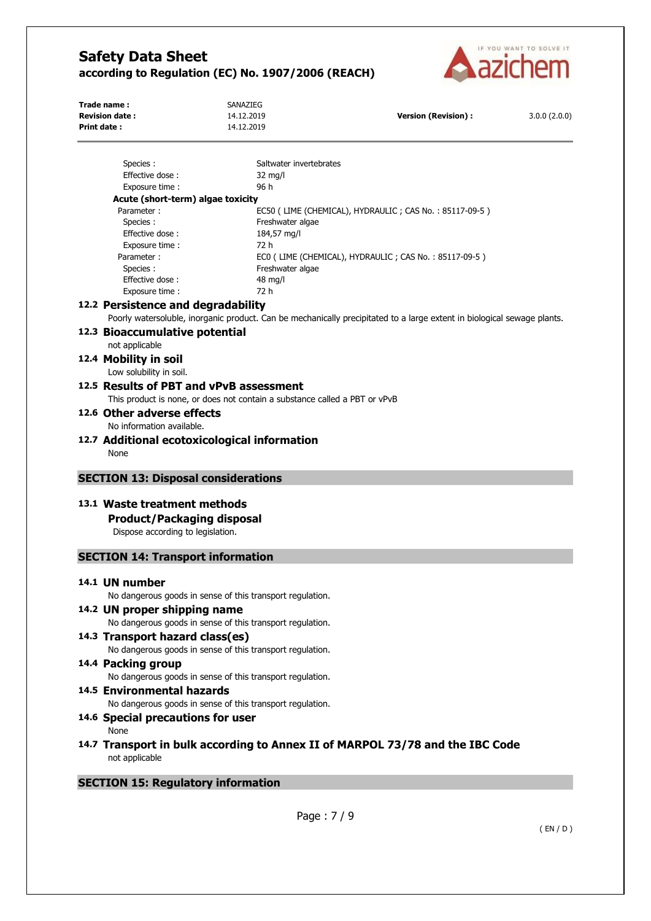| | |
|---|---|
| Species : | Saltwater invertebrates |
| Effective dose : | 32 mg/l |
| Exposure time : | 96 h |

**Acute (short-term) algae toxicity**

| | |
|---|---|
| Parameter : | EC50 ( LIME (CHEMICAL), HYDRAULIC ; CAS No. : 85117-09-5 ) |
| Species : | Freshwater algae |
| Effective dose : | 184,57 mg/l |
| Exposure time : | 72 h |
| Parameter : | EC0 ( LIME (CHEMICAL), HYDRAULIC ; CAS No. : 85117-09-5 ) |
| Species : | Freshwater algae |
| Effective dose : | 48 mg/l |
| Exposure time : | 72 h |

### 12.2 Persistence and degradability

Poorly watersoluble, inorganic product. Can be mechanically precipitated to a large extent in biological sewage plants.

### 12.3 Bioaccumulative potential

not applicable

### 12.4 Mobility in soil

Low solubility in soil.

### 12.5 Results of PBT and vPvB assessment

This product is none, or does not contain a substance called a PBT or vPvB

### 12.6 Other adverse effects

No information available.

### 12.7 Additional ecotoxicological information

None

## SECTION 13: Disposal considerations

### 13.1 Waste treatment methods

**Product/Packaging disposal**

Dispose according to legislation.

## SECTION 14: Transport information

### 14.1 UN number

No dangerous goods in sense of this transport regulation.

### 14.2 UN proper shipping name

No dangerous goods in sense of this transport regulation.

### 14.3 Transport hazard class(es)

No dangerous goods in sense of this transport regulation.

### 14.4 Packing group

No dangerous goods in sense of this transport regulation.

### 14.5 Environmental hazards

No dangerous goods in sense of this transport regulation.

### 14.6 Special precautions for user

None

### 14.7 Transport in bulk according to Annex II of MARPOL 73/78 and the IBC Code

not applicable

## SECTION 15: Regulatory information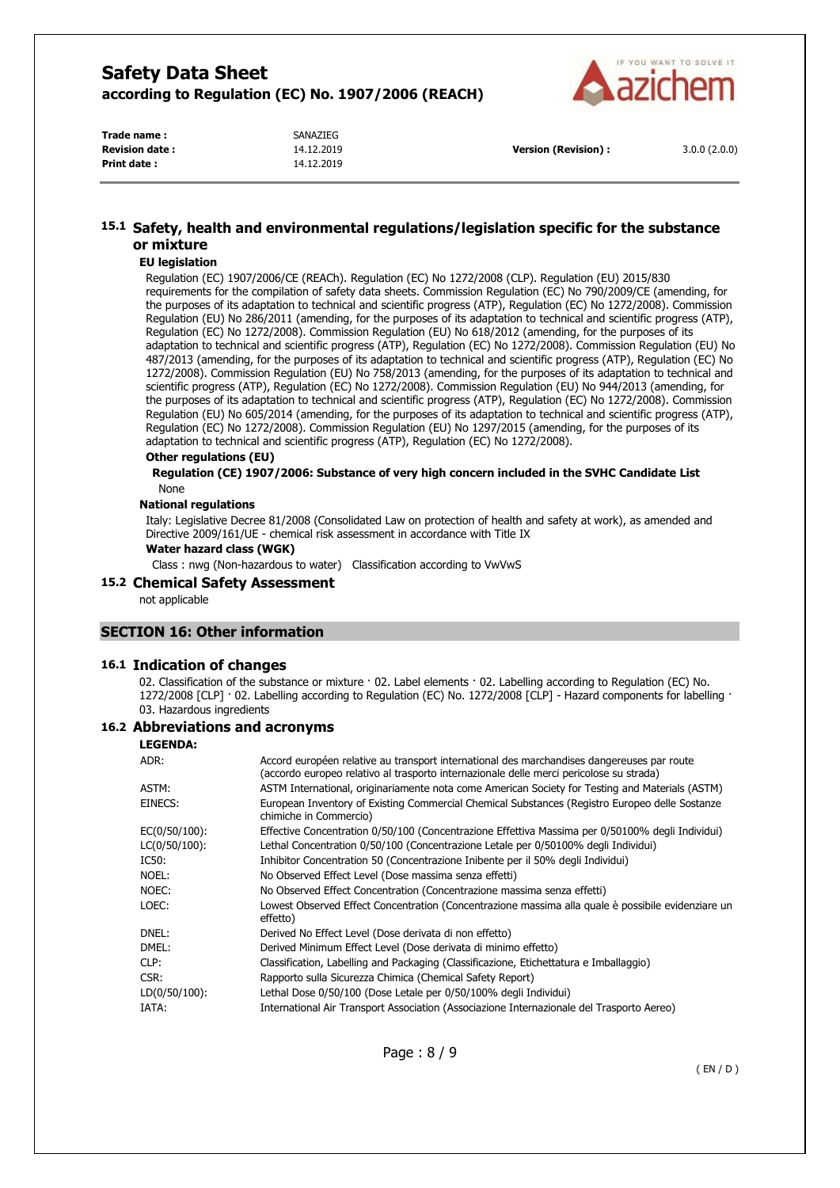## 15.1 Safety, health and environmental regulations/legislation specific for the substance or mixture

### EU legislation

Regulation (EC) 1907/2006/CE (REACh). Regulation (EC) No 1272/2008 (CLP). Regulation (EU) 2015/830 requirements for the compilation of safety data sheets. Commission Regulation (EC) No 790/2009/CE (amending, for the purposes of its adaptation to technical and scientific progress (ATP), Regulation (EC) No 1272/2008). Commission Regulation (EU) No 286/2011 (amending, for the purposes of its adaptation to technical and scientific progress (ATP), Regulation (EC) No 1272/2008). Commission Regulation (EU) No 618/2012 (amending, for the purposes of its adaptation to technical and scientific progress (ATP), Regulation (EC) No 1272/2008). Commission Regulation (EU) No 487/2013 (amending, for the purposes of its adaptation to technical and scientific progress (ATP), Regulation (EC) No 1272/2008). Commission Regulation (EU) No 758/2013 (amending, for the purposes of its adaptation to technical and scientific progress (ATP), Regulation (EC) No 1272/2008). Commission Regulation (EU) No 944/2013 (amending, for the purposes of its adaptation to technical and scientific progress (ATP), Regulation (EC) No 1272/2008). Commission Regulation (EU) No 605/2014 (amending, for the purposes of its adaptation to technical and scientific progress (ATP), Regulation (EC) No 1272/2008). Commission Regulation (EU) No 1297/2015 (amending, for the purposes of its adaptation to technical and scientific progress (ATP), Regulation (EC) No 1272/2008).

**Other regulations (EU)**

**Regulation (CE) 1907/2006: Substance of very high concern included in the SVHC Candidate List**

None

**National regulations**

Italy: Legislative Decree 81/2008 (Consolidated Law on protection of health and safety at work), as amended and Directive 2009/161/UE - chemical risk assessment in accordance with Title IX

**Water hazard class (WGK)**

Class : nwg (Non-hazardous to water) Classification according to VwVwS

## 15.2 Chemical Safety Assessment

not applicable

# SECTION 16: Other information

## 16.1 Indication of changes

02. Classification of the substance or mixture · 02. Label elements · 02. Labelling according to Regulation (EC) No. 1272/2008 [CLP] · 02. Labelling according to Regulation (EC) No. 1272/2008 [CLP] - Hazard components for labelling · 03. Hazardous ingredients

## 16.2 Abbreviations and acronyms

**LEGENDA:**

| | |
|---|---|
| ADR: | Accord européen relative au transport international des marchandises dangereuses par route (accordo europeo relativo al trasporto internazionale delle merci pericolose su strada) |
| ASTM: | ASTM International, originariamente nota come American Society for Testing and Materials (ASTM) |
| EINECS: | European Inventory of Existing Commercial Chemical Substances (Registro Europeo delle Sostanze chimiche in Commercio) |
| EC(0/50/100): | Effective Concentration 0/50/100 (Concentrazione Effettiva Massima per 0/50100% degli Individui) |
| LC(0/50/100): | Lethal Concentration 0/50/100 (Concentrazione Letale per 0/50100% degli Individui) |
| IC50: | Inhibitor Concentration 50 (Concentrazione Inibente per il 50% degli Individui) |
| NOEL: | No Observed Effect Level (Dose massima senza effetti) |
| NOEC: | No Observed Effect Concentration (Concentrazione massima senza effetti) |
| LOEC: | Lowest Observed Effect Concentration (Concentrazione massima alla quale è possibile evidenziare un effetto) |
| DNEL: | Derived No Effect Level (Dose derivata di non effetto) |
| DMEL: | Derived Minimum Effect Level (Dose derivata di minimo effetto) |
| CLP: | Classification, Labelling and Packaging (Classificazione, Etichettatura e Imballaggio) |
| CSR: | Rapporto sulla Sicurezza Chimica (Chemical Safety Report) |
| LD(0/50/100): | Lethal Dose 0/50/100 (Dose Letale per 0/50/100% degli Individui) |
| IATA: | International Air Transport Association (Associazione Internazionale del Trasporto Aereo) |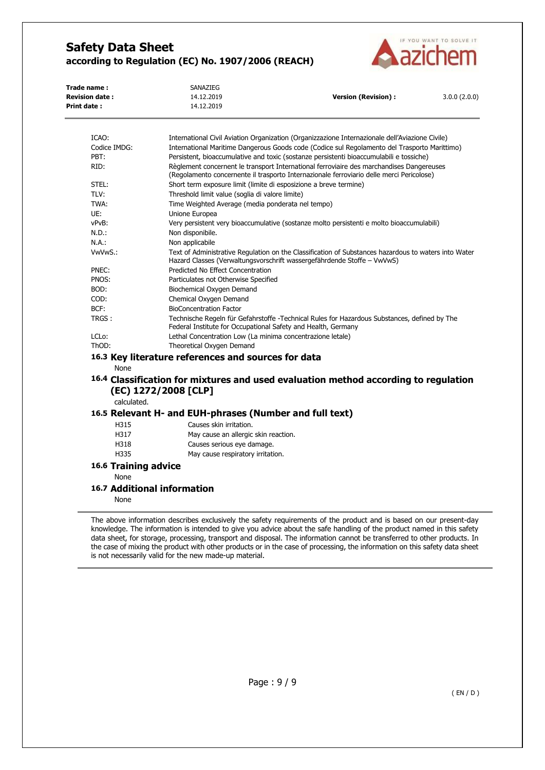| | |
|---|---|
| ICAO: | International Civil Aviation Organization (Organizzazione Internazionale dell'Aviazione Civile) |
| Codice IMDG: | International Maritime Dangerous Goods code (Codice sul Regolamento del Trasporto Marittimo) |
| PBT: | Persistent, bioaccumulative and toxic (sostanze persistenti bioaccumulabili e tossiche) |
| RID: | Règlement concernent le transport International ferroviaire des marchandises Dangereuses (Regolamento concernente il trasporto Internazionale ferroviario delle merci Pericolose) |
| STEL: | Short term exposure limit (limite di esposizione a breve termine) |
| TLV: | Threshold limit value (soglia di valore limite) |
| TWA: | Time Weighted Average (media ponderata nel tempo) |
| UE: | Unione Europea |
| vPvB: | Very persistent very bioaccumulative (sostanze molto persistenti e molto bioaccumulabili) |
| N.D.: | Non disponibile. |
| N.A.: | Non applicabile |
| VwVwS.: | Text of Administrative Regulation on the Classification of Substances hazardous to waters into Water Hazard Classes (Verwaltungsvorschrift wassergefährdende Stoffe – VwVwS) |
| PNEC: | Predicted No Effect Concentration |
| PNOS: | Particulates not Otherwise Specified |
| BOD: | Biochemical Oxygen Demand |
| COD: | Chemical Oxygen Demand |
| BCF: | BioConcentration Factor |
| TRGS : | Technische Regeln für Gefahrstoffe -Technical Rules for Hazardous Substances, defined by The Federal Institute for Occupational Safety and Health, Germany |
| LCLo: | Lethal Concentration Low (La minima concentrazione letale) |
| ThOD: | Theoretical Oxygen Demand |

### 16.3 Key literature references and sources for data

None

### 16.4 Classification for mixtures and used evaluation method according to regulation (EC) 1272/2008 [CLP]

calculated.

### 16.5 Relevant H- and EUH-phrases (Number and full text)

| | |
|---|---|
| H315 | Causes skin irritation. |
| H317 | May cause an allergic skin reaction. |
| H318 | Causes serious eye damage. |
| H335 | May cause respiratory irritation. |

### 16.6 Training advice

None

### 16.7 Additional information

None

The above information describes exclusively the safety requirements of the product and is based on our present-day knowledge. The information is intended to give you advice about the safe handling of the product named in this safety data sheet, for storage, processing, transport and disposal. The information cannot be transferred to other products. In the case of mixing the product with other products or in the case of processing, the information on this safety data sheet is not necessarily valid for the new made-up material.